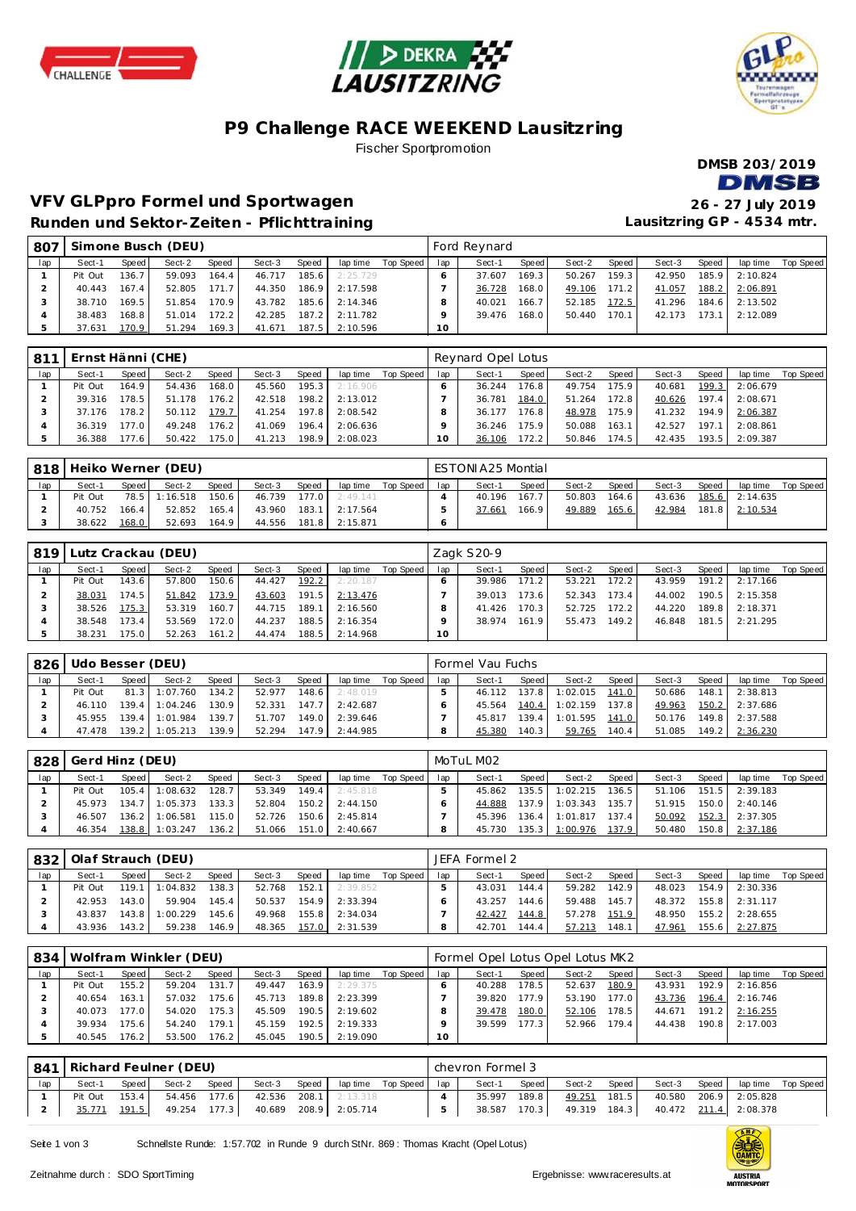# P9 Challenge RACE WEEKEND Lausitzring

Fischer Sportpromotion

DMSB 203/2019

## VFV GLPpro Formel und Sportwagen

**Runden und Sektor-Zeiten - Pflichttraining**

26 - 27 July 2019

Lausitzring GP - 4534 mtr.

| 807 | Simone Busch (DEU) | | | | | | | | Ford Reynard | | | | | | | | |
|---|---|---|---|---|---|---|---|---|---|---|---|---|---|---|---|---|---|
| lap | Sect-1 | Speed | Sect-2 | Speed | Sect-3 | Speed | lap time | Top Speed | lap | Sect-1 | Speed | Sect-2 | Speed | Sect-3 | Speed | lap time | Top Speed |
| 1 | Pit Out | 136.7 | 59.093 | 164.4 | 46.717 | 185.6 | 2:25.729 | | 6 | 37.607 | 169.3 | 50.267 | 159.3 | 42.950 | 185.9 | 2:10.824 | |
| 2 | 40.443 | 167.4 | 52.805 | 171.7 | 44.350 | 186.9 | 2:17.598 | | 7 | 36.728 | 168.0 | 49.106 | 171.2 | 41.057 | 188.2 | 2:06.891 | |
| 3 | 38.710 | 169.5 | 51.854 | 170.9 | 43.782 | 185.6 | 2:14.346 | | 8 | 40.021 | 166.7 | 52.185 | 172.5 | 41.296 | 184.6 | 2:13.502 | |
| 4 | 38.483 | 168.8 | 51.014 | 172.2 | 42.285 | 187.2 | 2:11.782 | | 9 | 39.476 | 168.0 | 50.440 | 170.1 | 42.173 | 173.1 | 2:12.089 | |
| 5 | 37.631 | 170.9 | 51.294 | 169.3 | 41.671 | 187.5 | 2:10.596 | | 10 | | | | | | | | |

| 811 | Ernst Hänni (CHE) | | | | | | | | Reynard Opel Lotus | | | | | | | | |
|---|---|---|---|---|---|---|---|---|---|---|---|---|---|---|---|---|---|
| lap | Sect-1 | Speed | Sect-2 | Speed | Sect-3 | Speed | lap time | Top Speed | lap | Sect-1 | Speed | Sect-2 | Speed | Sect-3 | Speed | lap time | Top Speed |
| 1 | Pit Out | 164.9 | 54.436 | 168.0 | 45.560 | 195.3 | 2:16.906 | | 6 | 36.244 | 176.8 | 49.754 | 175.9 | 40.681 | 199.3 | 2:06.679 | |
| 2 | 39.316 | 178.5 | 51.178 | 176.2 | 42.518 | 198.2 | 2:13.012 | | 7 | 36.781 | 184.0 | 51.264 | 172.8 | 40.626 | 197.4 | 2:08.671 | |
| 3 | 37.176 | 178.2 | 50.112 | 179.7 | 41.254 | 197.8 | 2:08.542 | | 8 | 36.177 | 176.8 | 48.978 | 175.9 | 41.232 | 194.9 | 2:06.387 | |
| 4 | 36.319 | 177.0 | 49.248 | 176.2 | 41.069 | 196.4 | 2:06.636 | | 9 | 36.246 | 175.9 | 50.088 | 163.1 | 42.527 | 197.1 | 2:08.861 | |
| 5 | 36.388 | 177.6 | 50.422 | 175.0 | 41.213 | 198.9 | 2:08.023 | | 10 | 36.106 | 172.2 | 50.846 | 174.5 | 42.435 | 193.5 | 2:09.387 | |

| 818 | Heiko Werner (DEU) | | | | | | | | ESTONIA25 Montial | | | | | | | | |
|---|---|---|---|---|---|---|---|---|---|---|---|---|---|---|---|---|---|
| lap | Sect-1 | Speed | Sect-2 | Speed | Sect-3 | Speed | lap time | Top Speed | lap | Sect-1 | Speed | Sect-2 | Speed | Sect-3 | Speed | lap time | Top Speed |
| 1 | Pit Out | 78.5 | 1:16.518 | 150.6 | 46.739 | 177.0 | 2:49.141 | | 4 | 40.196 | 167.7 | 50.803 | 164.6 | 43.636 | 185.6 | 2:14.635 | |
| 2 | 40.752 | 166.4 | 52.852 | 165.4 | 43.960 | 183.1 | 2:17.564 | | 5 | 37.661 | 166.9 | 49.889 | 165.6 | 42.984 | 181.8 | 2:10.534 | |
| 3 | 38.622 | 168.0 | 52.693 | 164.9 | 44.556 | 181.8 | 2:15.871 | | 6 | | | | | | | | |

| 819 | Lutz Crackau (DEU) | | | | | | | | Zagk S20-9 | | | | | | | | |
|---|---|---|---|---|---|---|---|---|---|---|---|---|---|---|---|---|---|
| lap | Sect-1 | Speed | Sect-2 | Speed | Sect-3 | Speed | lap time | Top Speed | lap | Sect-1 | Speed | Sect-2 | Speed | Sect-3 | Speed | lap time | Top Speed |
| 1 | Pit Out | 143.6 | 57.800 | 150.6 | 44.427 | 192.2 | 2:20.187 | | 6 | 39.986 | 171.2 | 53.221 | 172.2 | 43.959 | 191.2 | 2:17.166 | |
| 2 | 38.031 | 174.5 | 51.842 | 173.9 | 43.603 | 191.5 | 2:13.476 | | 7 | 39.013 | 173.6 | 52.343 | 173.4 | 44.002 | 190.5 | 2:15.358 | |
| 3 | 38.526 | 175.3 | 53.319 | 160.7 | 44.715 | 189.1 | 2:16.560 | | 8 | 41.426 | 170.3 | 52.725 | 172.2 | 44.220 | 189.8 | 2:18.371 | |
| 4 | 38.548 | 173.4 | 53.569 | 172.0 | 44.237 | 188.5 | 2:16.354 | | 9 | 38.974 | 161.9 | 55.473 | 149.2 | 46.848 | 181.5 | 2:21.295 | |
| 5 | 38.231 | 175.0 | 52.263 | 161.2 | 44.474 | 188.5 | 2:14.968 | | 10 | | | | | | | | |

| 826 | Udo Besser (DEU) | | | | | | | | Formel Vau Fuchs | | | | | | | | |
|---|---|---|---|---|---|---|---|---|---|---|---|---|---|---|---|---|---|
| lap | Sect-1 | Speed | Sect-2 | Speed | Sect-3 | Speed | lap time | Top Speed | lap | Sect-1 | Speed | Sect-2 | Speed | Sect-3 | Speed | lap time | Top Speed |
| 1 | Pit Out | 81.3 | 1:07.760 | 134.2 | 52.977 | 148.6 | 2:48.019 | | 5 | 46.112 | 137.8 | 1:02.015 | 141.0 | 50.686 | 148.1 | 2:38.813 | |
| 2 | 46.110 | 139.4 | 1:04.246 | 130.9 | 52.331 | 147.7 | 2:42.687 | | 6 | 45.564 | 140.4 | 1:02.159 | 137.8 | 49.963 | 150.2 | 2:37.686 | |
| 3 | 45.955 | 139.4 | 1:01.984 | 139.7 | 51.707 | 149.0 | 2:39.646 | | 7 | 45.817 | 139.4 | 1:01.595 | 141.0 | 50.176 | 149.8 | 2:37.588 | |
| 4 | 47.478 | 139.2 | 1:05.213 | 139.9 | 52.294 | 147.9 | 2:44.985 | | 8 | 45.380 | 140.3 | 59.765 | 140.4 | 51.085 | 149.2 | 2:36.230 | |

| 828 | Gerd Hinz (DEU) | | | | | | | | MoTuL M02 | | | | | | | | |
|---|---|---|---|---|---|---|---|---|---|---|---|---|---|---|---|---|---|
| lap | Sect-1 | Speed | Sect-2 | Speed | Sect-3 | Speed | lap time | Top Speed | lap | Sect-1 | Speed | Sect-2 | Speed | Sect-3 | Speed | lap time | Top Speed |
| 1 | Pit Out | 105.4 | 1:08.632 | 128.7 | 53.349 | 149.4 | 2:45.818 | | 5 | 45.862 | 135.5 | 1:02.215 | 136.5 | 51.106 | 151.5 | 2:39.183 | |
| 2 | 45.973 | 134.7 | 1:05.373 | 133.3 | 52.804 | 150.2 | 2:44.150 | | 6 | 44.888 | 137.9 | 1:03.343 | 135.7 | 51.915 | 150.0 | 2:40.146 | |
| 3 | 46.507 | 136.2 | 1:06.581 | 115.0 | 52.726 | 150.6 | 2:45.814 | | 7 | 45.396 | 136.4 | 1:01.817 | 137.4 | 50.092 | 152.3 | 2:37.305 | |
| 4 | 46.354 | 138.8 | 1:03.247 | 136.2 | 51.066 | 151.0 | 2:40.667 | | 8 | 45.730 | 135.3 | 1:00.976 | 137.9 | 50.480 | 150.8 | 2:37.186 | |

| 832 | Olaf Strauch (DEU) | | | | | | | | JEFA Formel 2 | | | | | | | | |
|---|---|---|---|---|---|---|---|---|---|---|---|---|---|---|---|---|---|
| lap | Sect-1 | Speed | Sect-2 | Speed | Sect-3 | Speed | lap time | Top Speed | lap | Sect-1 | Speed | Sect-2 | Speed | Sect-3 | Speed | lap time | Top Speed |
| 1 | Pit Out | 119.1 | 1:04.832 | 138.3 | 52.768 | 152.1 | 2:39.852 | | 5 | 43.031 | 144.4 | 59.282 | 142.9 | 48.023 | 154.9 | 2:30.336 | |
| 2 | 42.953 | 143.0 | 59.904 | 145.4 | 50.537 | 154.9 | 2:33.394 | | 6 | 43.257 | 144.6 | 59.488 | 145.7 | 48.372 | 155.8 | 2:31.117 | |
| 3 | 43.837 | 143.8 | 1:00.229 | 145.6 | 49.968 | 155.8 | 2:34.034 | | 7 | 42.427 | 144.8 | 57.278 | 151.9 | 48.950 | 155.2 | 2:28.655 | |
| 4 | 43.936 | 143.2 | 59.238 | 146.9 | 48.365 | 157.0 | 2:31.539 | | 8 | 42.701 | 144.4 | 57.213 | 148.1 | 47.961 | 155.6 | 2:27.875 | |

| 834 | Wolfram Winkler (DEU) | | | | | | | | Formel Opel Lotus Opel Lotus MK2 | | | | | | | | |
|---|---|---|---|---|---|---|---|---|---|---|---|---|---|---|---|---|---|
| lap | Sect-1 | Speed | Sect-2 | Speed | Sect-3 | Speed | lap time | Top Speed | lap | Sect-1 | Speed | Sect-2 | Speed | Sect-3 | Speed | lap time | Top Speed |
| 1 | Pit Out | 155.2 | 59.204 | 131.7 | 49.447 | 163.9 | 2:29.375 | | 6 | 40.288 | 178.5 | 52.637 | 180.9 | 43.931 | 192.9 | 2:16.856 | |
| 2 | 40.654 | 163.1 | 57.032 | 175.6 | 45.713 | 189.8 | 2:23.399 | | 7 | 39.820 | 177.9 | 53.190 | 177.0 | 43.736 | 196.4 | 2:16.746 | |
| 3 | 40.073 | 177.0 | 54.020 | 175.3 | 45.509 | 190.5 | 2:19.602 | | 8 | 39.478 | 180.0 | 52.106 | 178.5 | 44.671 | 191.2 | 2:16.255 | |
| 4 | 39.934 | 175.6 | 54.240 | 179.1 | 45.159 | 192.5 | 2:19.333 | | 9 | 39.599 | 177.3 | 52.966 | 179.4 | 44.438 | 190.8 | 2:17.003 | |
| 5 | 40.545 | 176.2 | 53.500 | 176.2 | 45.045 | 190.5 | 2:19.090 | | 10 | | | | | | | | |

| 841 | Richard Feulner (DEU) | | | | | | | | chevron Formel 3 | | | | | | | | |
|---|---|---|---|---|---|---|---|---|---|---|---|---|---|---|---|---|---|
| lap | Sect-1 | Speed | Sect-2 | Speed | Sect-3 | Speed | lap time | Top Speed | lap | Sect-1 | Speed | Sect-2 | Speed | Sect-3 | Speed | lap time | Top Speed |
| 1 | Pit Out | 153.4 | 54.456 | 177.6 | 42.536 | 208.1 | 2:13.318 | | 4 | 35.997 | 189.8 | 49.251 | 181.5 | 40.580 | 206.9 | 2:05.828 | |
| 2 | 35.771 | 191.5 | 49.254 | 177.3 | 40.689 | 208.9 | 2:05.714 | | 5 | 38.587 | 170.3 | 49.319 | 184.3 | 40.472 | 211.4 | 2:08.378 | |

Schnellste Runde: 1:57.702 in Runde 9 durch StNr. 869 : Thomas Kracht (Opel Lotus)

Zeitnahme durch : SDO SportTiming

Ergebnisse: www.raceresults.at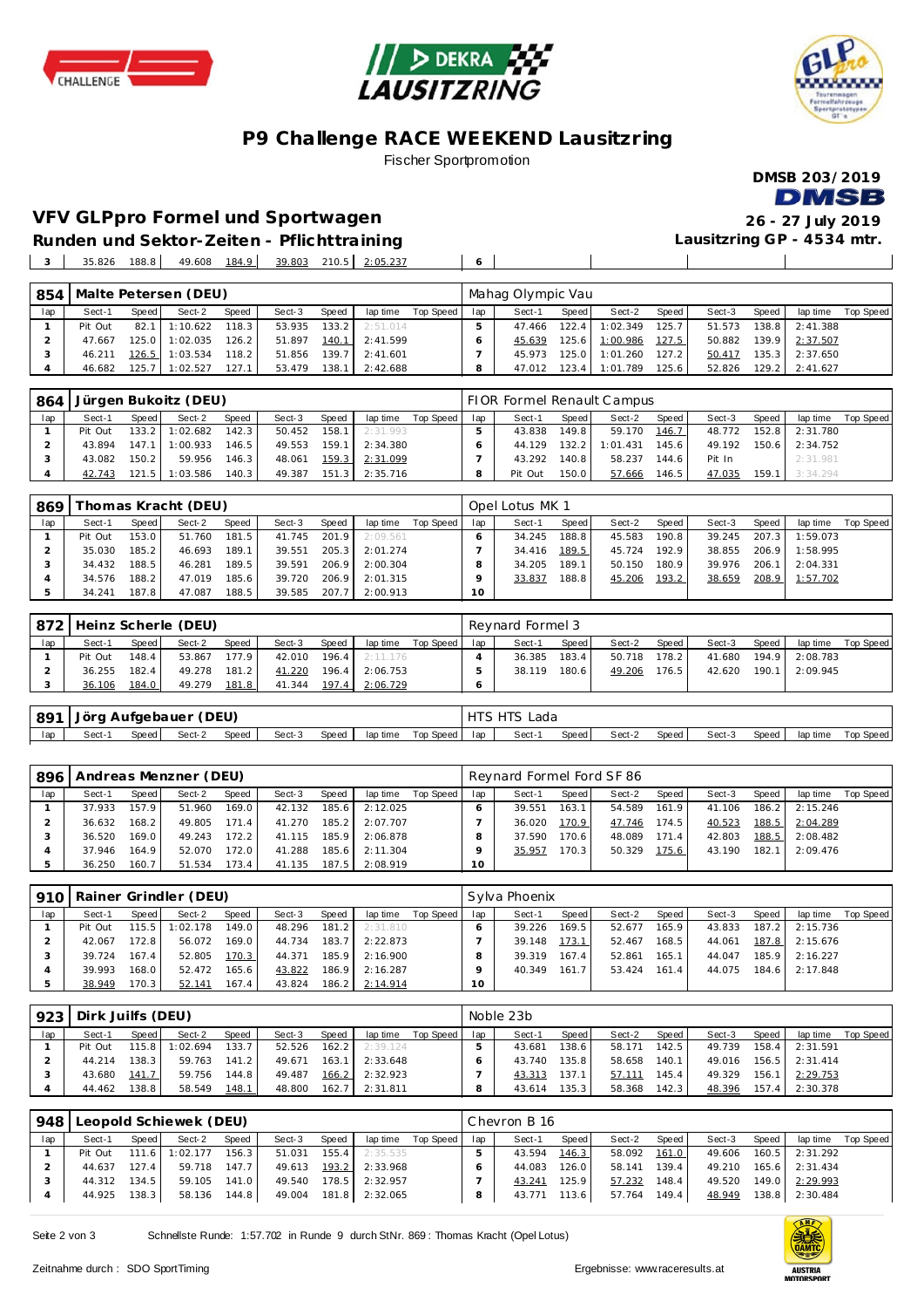# P9 Challenge RACE WEEKEND Lausitzring

Fischer Sportpromotion

DMSB 203/2019

## VFV GLPpro Formel und Sportwagen

**Runden und Sektor-Zeiten - Pflichttraining**

26 - 27 July 2019

Lausitzring GP - 4534 mtr.

| lap | Sect-1 | Speed | Sect-2 | Speed | Sect-3 | Speed | lap time | Top Speed | lap | Sect-1 | Speed | Sect-2 | Speed | Sect-3 | Speed | lap time | Top Speed |
|---|---|---|---|---|---|---|---|---|---|---|---|---|---|---|---|---|---|
| 3 | 35.826 | 188.8 | 49.608 | 184.9 | 39.803 | 210.5 | 2:05.237 | | 6 | | | | | | | | |

### 854 Malte Petersen (DEU) — Mahag Olympic Vau

| lap | Sect-1 | Speed | Sect-2 | Speed | Sect-3 | Speed | lap time | Top Speed | lap | Sect-1 | Speed | Sect-2 | Speed | Sect-3 | Speed | lap time | Top Speed |
|---|---|---|---|---|---|---|---|---|---|---|---|---|---|---|---|---|---|
| 1 | Pit Out | 82.1 | 1:10.622 | 118.3 | 53.935 | 133.2 | 2:51.014 | | 5 | 47.466 | 122.4 | 1:02.349 | 125.7 | 51.573 | 138.8 | 2:41.388 | |
| 2 | 47.667 | 125.0 | 1:02.035 | 126.2 | 51.897 | 140.1 | 2:41.599 | | 6 | 45.639 | 125.6 | 1:00.986 | 127.5 | 50.882 | 139.9 | 2:37.507 | |
| 3 | 46.211 | 126.5 | 1:03.534 | 118.2 | 51.856 | 139.7 | 2:41.601 | | 7 | 45.973 | 125.0 | 1:01.260 | 127.2 | 50.417 | 135.3 | 2:37.650 | |
| 4 | 46.682 | 125.7 | 1:02.527 | 127.1 | 53.479 | 138.1 | 2:42.688 | | 8 | 47.012 | 123.4 | 1:01.789 | 125.6 | 52.826 | 129.2 | 2:41.627 | |

### 864 Jürgen Bukoitz (DEU) — FIOR Formel Renault Campus

| lap | Sect-1 | Speed | Sect-2 | Speed | Sect-3 | Speed | lap time | Top Speed | lap | Sect-1 | Speed | Sect-2 | Speed | Sect-3 | Speed | lap time | Top Speed |
|---|---|---|---|---|---|---|---|---|---|---|---|---|---|---|---|---|---|
| 1 | Pit Out | 133.2 | 1:02.682 | 142.3 | 50.452 | 158.1 | 2:31.993 | | 5 | 43.838 | 149.8 | 59.170 | 146.7 | 48.772 | 152.8 | 2:31.780 | |
| 2 | 43.894 | 147.1 | 1:00.933 | 146.5 | 49.553 | 159.1 | 2:34.380 | | 6 | 44.129 | 132.2 | 1:01.431 | 145.6 | 49.192 | 150.6 | 2:34.752 | |
| 3 | 43.082 | 150.2 | 59.956 | 146.3 | 48.061 | 159.3 | 2:31.099 | | 7 | 43.292 | 140.8 | 58.237 | 144.6 | Pit In | | 2:31.981 | |
| 4 | 42.743 | 121.5 | 1:03.586 | 140.3 | 49.387 | 151.3 | 2:35.716 | | 8 | Pit Out | 150.0 | 57.666 | 146.5 | 47.035 | 159.1 | 3:34.294 | |

### 869 Thomas Kracht (DEU) — Opel Lotus MK 1

| lap | Sect-1 | Speed | Sect-2 | Speed | Sect-3 | Speed | lap time | Top Speed | lap | Sect-1 | Speed | Sect-2 | Speed | Sect-3 | Speed | lap time | Top Speed |
|---|---|---|---|---|---|---|---|---|---|---|---|---|---|---|---|---|---|
| 1 | Pit Out | 153.0 | 51.760 | 181.5 | 41.745 | 201.9 | 2:09.561 | | 6 | 34.245 | 188.8 | 45.583 | 190.8 | 39.245 | 207.3 | 1:59.073 | |
| 2 | 35.030 | 185.2 | 46.693 | 189.1 | 39.551 | 205.3 | 2:01.274 | | 7 | 34.416 | 189.5 | 45.724 | 192.9 | 38.855 | 206.9 | 1:58.995 | |
| 3 | 34.432 | 188.5 | 46.281 | 189.5 | 39.591 | 206.9 | 2:00.304 | | 8 | 34.205 | 189.1 | 50.150 | 180.9 | 39.976 | 206.1 | 2:04.331 | |
| 4 | 34.576 | 188.2 | 47.019 | 185.6 | 39.720 | 206.9 | 2:01.315 | | 9 | 33.837 | 188.8 | 45.206 | 193.2 | 38.659 | 208.9 | 1:57.702 | |
| 5 | 34.241 | 187.8 | 47.087 | 188.5 | 39.585 | 207.7 | 2:00.913 | | 10 | | | | | | | | |

### 872 Heinz Scherle (DEU) — Reynard Formel 3

| lap | Sect-1 | Speed | Sect-2 | Speed | Sect-3 | Speed | lap time | Top Speed | lap | Sect-1 | Speed | Sect-2 | Speed | Sect-3 | Speed | lap time | Top Speed |
|---|---|---|---|---|---|---|---|---|---|---|---|---|---|---|---|---|---|
| 1 | Pit Out | 148.4 | 53.867 | 177.9 | 42.010 | 196.4 | 2:11.176 | | 4 | 36.385 | 183.4 | 50.718 | 178.2 | 41.680 | 194.9 | 2:08.783 | |
| 2 | 36.255 | 182.4 | 49.278 | 181.2 | 41.220 | 196.4 | 2:06.753 | | 5 | 38.119 | 180.6 | 49.206 | 176.5 | 42.620 | 190.1 | 2:09.945 | |
| 3 | 36.106 | 184.0 | 49.279 | 181.8 | 41.344 | 197.4 | 2:06.729 | | 6 | | | | | | | | |

### 891 Jörg Aufgebauer (DEU) — HTS HTS Lada

| lap | Sect-1 | Speed | Sect-2 | Speed | Sect-3 | Speed | lap time | Top Speed | lap | Sect-1 | Speed | Sect-2 | Speed | Sect-3 | Speed | lap time | Top Speed |
|---|---|---|---|---|---|---|---|---|---|---|---|---|---|---|---|---|---|

### 896 Andreas Menzner (DEU) — Reynard Formel Ford SF 86

| lap | Sect-1 | Speed | Sect-2 | Speed | Sect-3 | Speed | lap time | Top Speed | lap | Sect-1 | Speed | Sect-2 | Speed | Sect-3 | Speed | lap time | Top Speed |
|---|---|---|---|---|---|---|---|---|---|---|---|---|---|---|---|---|---|
| 1 | 37.933 | 157.9 | 51.960 | 169.0 | 42.132 | 185.6 | 2:12.025 | | 6 | 39.551 | 163.1 | 54.589 | 161.9 | 41.106 | 186.2 | 2:15.246 | |
| 2 | 36.632 | 168.2 | 49.805 | 171.4 | 41.270 | 185.2 | 2:07.707 | | 7 | 36.020 | 170.9 | 47.746 | 174.5 | 40.523 | 188.5 | 2:04.289 | |
| 3 | 36.520 | 169.0 | 49.243 | 172.2 | 41.115 | 185.9 | 2:06.878 | | 8 | 37.590 | 170.6 | 48.089 | 171.4 | 42.803 | 188.5 | 2:08.482 | |
| 4 | 37.946 | 164.9 | 52.070 | 172.0 | 41.288 | 185.6 | 2:11.304 | | 9 | 35.957 | 170.3 | 50.329 | 175.6 | 43.190 | 182.1 | 2:09.476 | |
| 5 | 36.250 | 160.7 | 51.534 | 173.4 | 41.135 | 187.5 | 2:08.919 | | 10 | | | | | | | | |

### 910 Rainer Grindler (DEU) — Sylva Phoenix

| lap | Sect-1 | Speed | Sect-2 | Speed | Sect-3 | Speed | lap time | Top Speed | lap | Sect-1 | Speed | Sect-2 | Speed | Sect-3 | Speed | lap time | Top Speed |
|---|---|---|---|---|---|---|---|---|---|---|---|---|---|---|---|---|---|
| 1 | Pit Out | 115.5 | 1:02.178 | 149.0 | 48.296 | 181.2 | 2:31.810 | | 6 | 39.226 | 169.5 | 52.677 | 165.9 | 43.833 | 187.2 | 2:15.736 | |
| 2 | 42.067 | 172.8 | 56.072 | 169.0 | 44.734 | 183.7 | 2:22.873 | | 7 | 39.148 | 173.1 | 52.467 | 168.5 | 44.061 | 187.8 | 2:15.676 | |
| 3 | 39.724 | 167.4 | 52.805 | 170.3 | 44.371 | 185.9 | 2:16.900 | | 8 | 39.319 | 167.4 | 52.861 | 165.1 | 44.047 | 185.9 | 2:16.227 | |
| 4 | 39.993 | 168.0 | 52.472 | 165.6 | 43.822 | 186.9 | 2:16.287 | | 9 | 40.349 | 161.7 | 53.424 | 161.4 | 44.075 | 184.6 | 2:17.848 | |
| 5 | 38.949 | 170.3 | 52.141 | 167.4 | 43.824 | 186.2 | 2:14.914 | | 10 | | | | | | | | |

### 923 Dirk Juilfs (DEU) — Noble 23b

| lap | Sect-1 | Speed | Sect-2 | Speed | Sect-3 | Speed | lap time | Top Speed | lap | Sect-1 | Speed | Sect-2 | Speed | Sect-3 | Speed | lap time | Top Speed |
|---|---|---|---|---|---|---|---|---|---|---|---|---|---|---|---|---|---|
| 1 | Pit Out | 115.8 | 1:02.694 | 133.7 | 52.526 | 162.2 | 2:39.124 | | 5 | 43.681 | 138.6 | 58.171 | 142.5 | 49.739 | 158.4 | 2:31.591 | |
| 2 | 44.214 | 138.3 | 59.763 | 141.2 | 49.671 | 163.1 | 2:33.648 | | 6 | 43.740 | 135.8 | 58.658 | 140.1 | 49.016 | 156.5 | 2:31.414 | |
| 3 | 43.680 | 141.7 | 59.756 | 144.8 | 49.487 | 166.2 | 2:32.923 | | 7 | 43.313 | 137.1 | 57.111 | 145.4 | 49.329 | 156.1 | 2:29.753 | |
| 4 | 44.462 | 138.8 | 58.549 | 148.1 | 48.800 | 162.7 | 2:31.811 | | 8 | 43.614 | 135.3 | 58.368 | 142.3 | 48.396 | 157.4 | 2:30.378 | |

### 948 Leopold Schiewek (DEU) — Chevron B 16

| lap | Sect-1 | Speed | Sect-2 | Speed | Sect-3 | Speed | lap time | Top Speed | lap | Sect-1 | Speed | Sect-2 | Speed | Sect-3 | Speed | lap time | Top Speed |
|---|---|---|---|---|---|---|---|---|---|---|---|---|---|---|---|---|---|
| 1 | Pit Out | 111.6 | 1:02.177 | 156.3 | 51.031 | 155.4 | 2:35.535 | | 5 | 43.594 | 146.3 | 58.092 | 161.0 | 49.606 | 160.5 | 2:31.292 | |
| 2 | 44.637 | 127.4 | 59.718 | 147.7 | 49.613 | 193.2 | 2:33.968 | | 6 | 44.083 | 126.0 | 58.141 | 139.4 | 49.210 | 165.6 | 2:31.434 | |
| 3 | 44.312 | 134.5 | 59.105 | 141.0 | 49.540 | 178.5 | 2:32.957 | | 7 | 43.241 | 125.9 | 57.232 | 148.4 | 49.520 | 149.0 | 2:29.993 | |
| 4 | 44.925 | 138.3 | 58.136 | 144.8 | 49.004 | 181.8 | 2:32.065 | | 8 | 43.771 | 113.6 | 57.764 | 149.4 | 48.949 | 138.8 | 2:30.484 | |

Schnellste Runde: 1:57.702 in Runde 9 durch StNr. 869 : Thomas Kracht (Opel Lotus)

Zeitnahme durch : SDO SportTiming

Ergebnisse: www.raceresults.at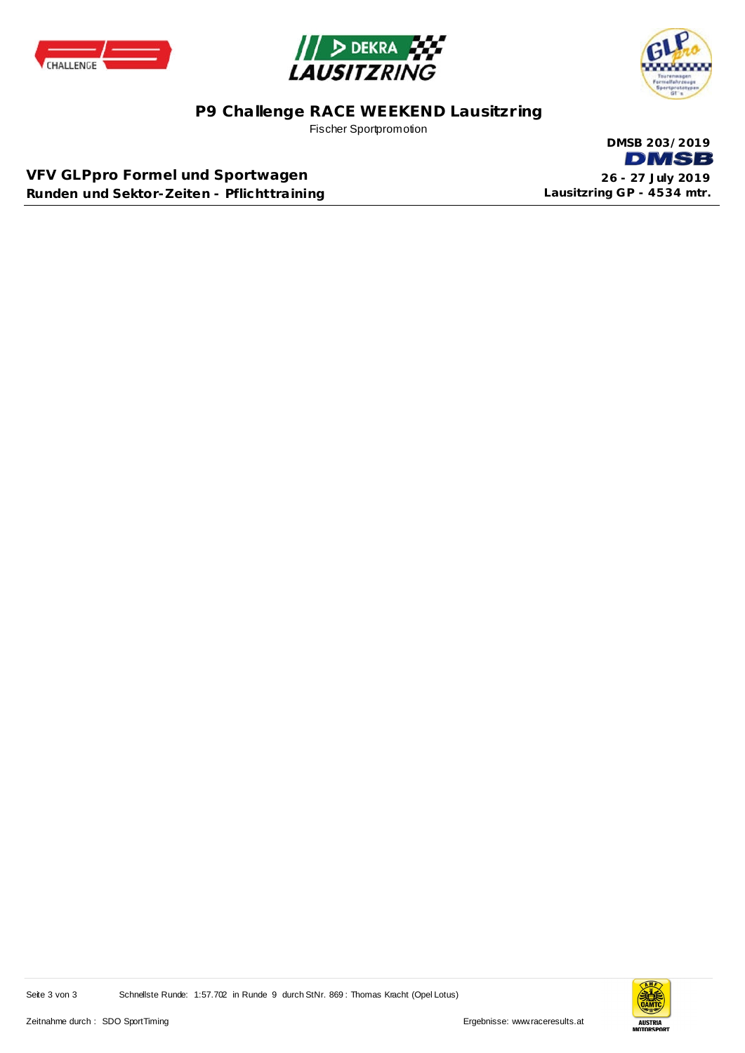# P9 Challenge RACE WEEKEND Lausitzring

Fischer Sportpromotion

DMSB 203/2019

## VFV GLPpro Formel und Sportwagen

**Runden und Sektor-Zeiten - Pflichttraining**

26 - 27 July 2019

Lausitzring GP - 4534 mtr.

Schnellste Runde: 1:57.702 in Runde 9 durch StNr. 869 : Thomas Kracht (Opel Lotus)

Zeitnahme durch : SDO SportTiming

Ergebnisse: www.raceresults.at